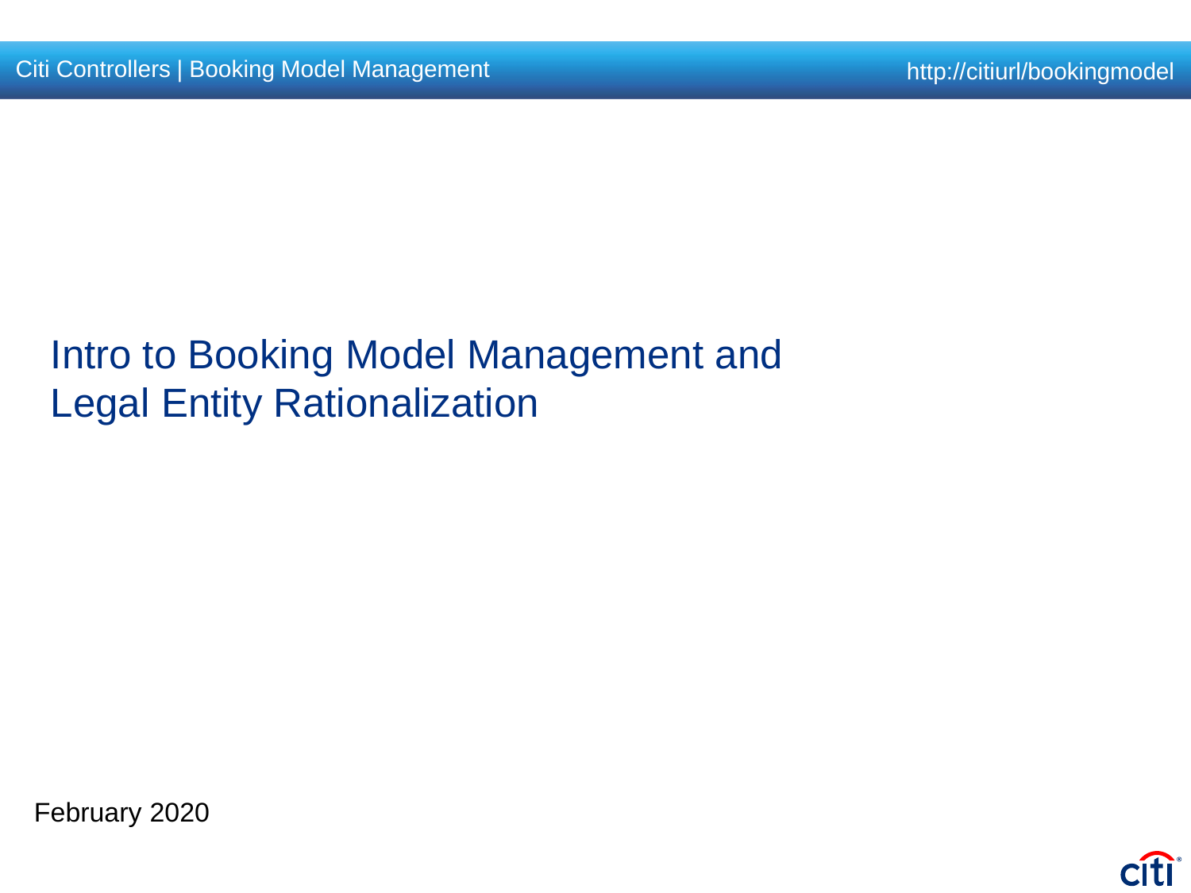# Intro to Booking Model Management and Legal Entity Rationalization

February 2020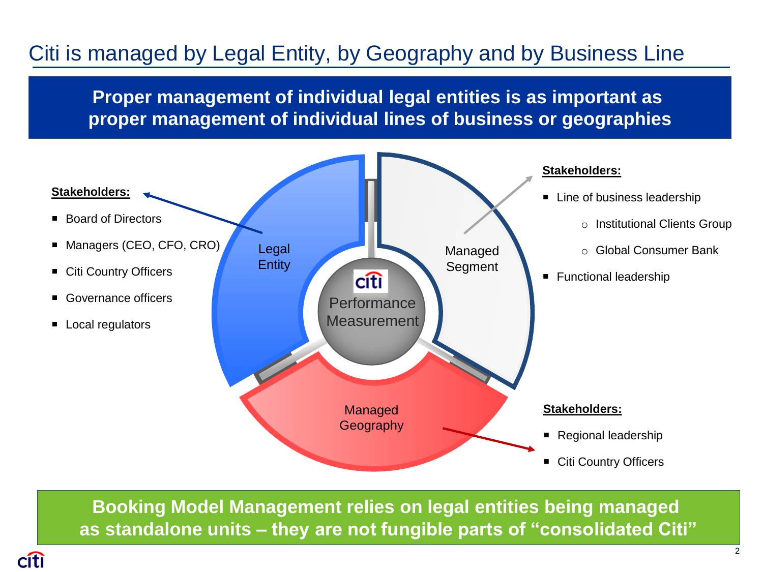# Citi is managed by Legal Entity, by Geography and by Business Line

**Proper management of individual legal entities is as important as proper management of individual lines of business or geographies**

Legal Entity

**Stakeholders:**

- Board of Directors
- Managers (CEO, CFO, CRO)
- Citi Country Officers
- Governance officers
- Local regulators

Managed Segment

**Stakeholders:**

- Line of business leadership
  - Institutional Clients Group
  - Global Consumer Bank
- Functional leadership

Managed Geography

**Stakeholders:**

- Regional leadership
- Citi Country Officers

citi Performance Measurement

**Booking Model Management relies on legal entities being managed as standalone units – they are not fungible parts of "consolidated Citi"**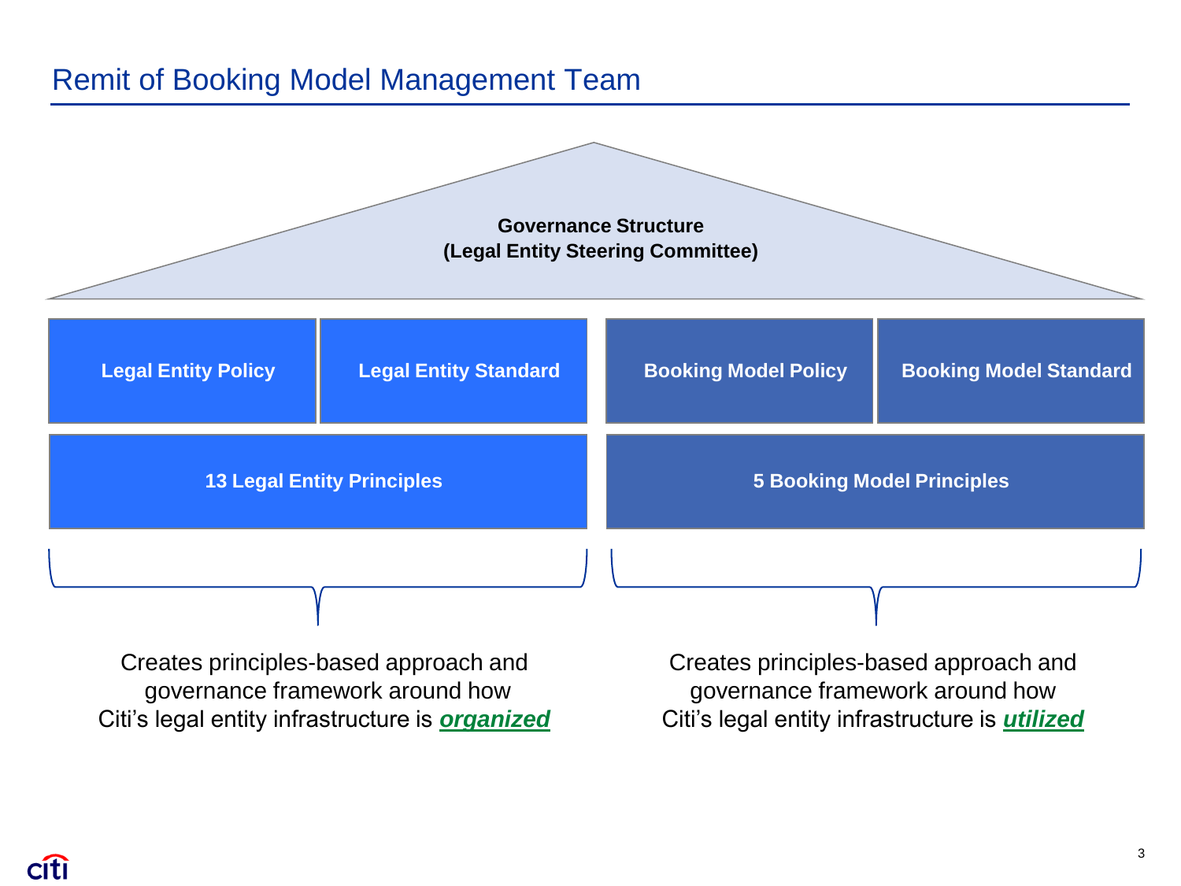# Remit of Booking Model Management Team

**Governance Structure**
**(Legal Entity Steering Committee)**

| Legal Entity Policy | Legal Entity Standard | Booking Model Policy | Booking Model Standard |
|---|---|---|---|
| 13 Legal Entity Principles | | 5 Booking Model Principles | |

Creates principles-based approach and governance framework around how Citi's legal entity infrastructure is ***organized***

Creates principles-based approach and governance framework around how Citi's legal entity infrastructure is ***utilized***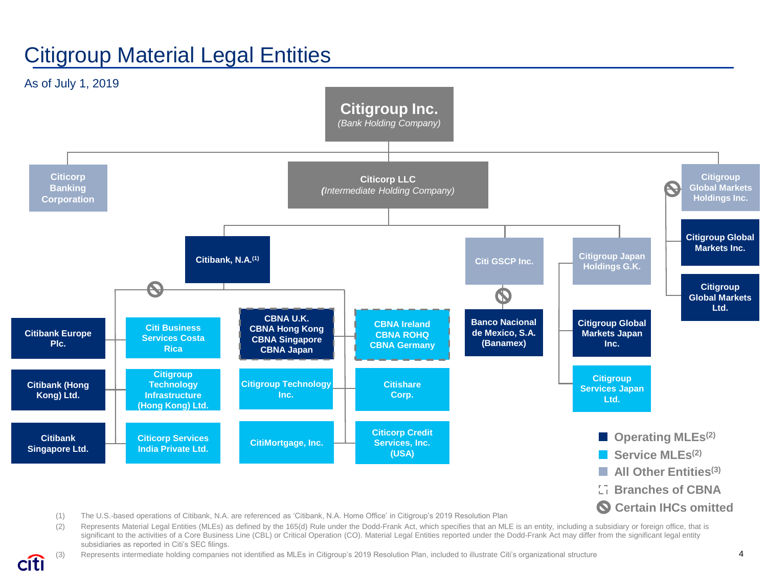# Citigroup Material Legal Entities

As of July 1, 2019

- **Citigroup Inc.** *(Bank Holding Company)*
  - Citicorp Banking Corporation
  - **Citicorp LLC** *(Intermediate Holding Company)*
    - Citibank, N.A.[1]
      - Citibank Europe Plc.
      - Citibank (Hong Kong) Ltd.
      - Citibank Singapore Ltd.
      - Citi Business Services Costa Rica
      - Citigroup Technology Infrastructure (Hong Kong) Ltd.
      - Citicorp Services India Private Ltd.
      - CBNA U.K., CBNA Hong Kong, CBNA Singapore, CBNA Japan
      - Citigroup Technology Inc.
      - CitiMortgage, Inc.
      - CBNA Ireland, CBNA ROHQ, CBNA Germany
      - Citishare Corp.
      - Citicorp Credit Services, Inc. (USA)
    - Citi GSCP Inc.
      - Banco Nacional de Mexico, S.A. (Banamex)
    - Citigroup Japan Holdings G.K.
      - Citigroup Global Markets Japan Inc.
      - Citigroup Services Japan Ltd.
  - Citigroup Global Markets Holdings Inc.
    - Citigroup Global Markets Inc.
    - Citigroup Global Markets Ltd.

Legend:
- Operating MLEs[2]: Citibank, N.A.; Citibank Europe Plc.; Citibank (Hong Kong) Ltd.; Citibank Singapore Ltd.; CBNA U.K., CBNA Hong Kong, CBNA Singapore, CBNA Japan; Banco Nacional de Mexico, S.A. (Banamex); Citigroup Global Markets Japan Inc.; Citigroup Global Markets Inc.; Citigroup Global Markets Ltd.
- Service MLEs[2]: Citi Business Services Costa Rica; Citigroup Technology Infrastructure (Hong Kong) Ltd.; Citicorp Services India Private Ltd.; Citigroup Technology Inc.; CitiMortgage, Inc.; CBNA Ireland, CBNA ROHQ, CBNA Germany; Citishare Corp.; Citicorp Credit Services, Inc. (USA); Citigroup Services Japan Ltd.
- All Other Entities[3]: Citicorp Banking Corporation; Citi GSCP Inc.; Citigroup Japan Holdings G.K.; Citigroup Global Markets Holdings Inc.
- Branches of CBNA: CBNA U.K., CBNA Hong Kong, CBNA Singapore, CBNA Japan; CBNA Ireland, CBNA ROHQ, CBNA Germany
- Certain IHCs omitted: below Citibank, N.A.; below Citi GSCP Inc.; below Citigroup Global Markets Holdings Inc.

(1) The U.S.-based operations of Citibank, N.A. are referenced as 'Citibank, N.A. Home Office' in Citigroup's 2019 Resolution Plan

(2) Represents Material Legal Entities (MLEs) as defined by the 165(d) Rule under the Dodd-Frank Act, which specifies that an MLE is an entity, including a subsidiary or foreign office, that is significant to the activities of a Core Business Line (CBL) or Critical Operation (CO). Material Legal Entities reported under the Dodd-Frank Act may differ from the significant legal entity subsidiaries as reported in Citi's SEC filings.

(3) Represents intermediate holding companies not identified as MLEs in Citigroup's 2019 Resolution Plan, included to illustrate Citi's organizational structure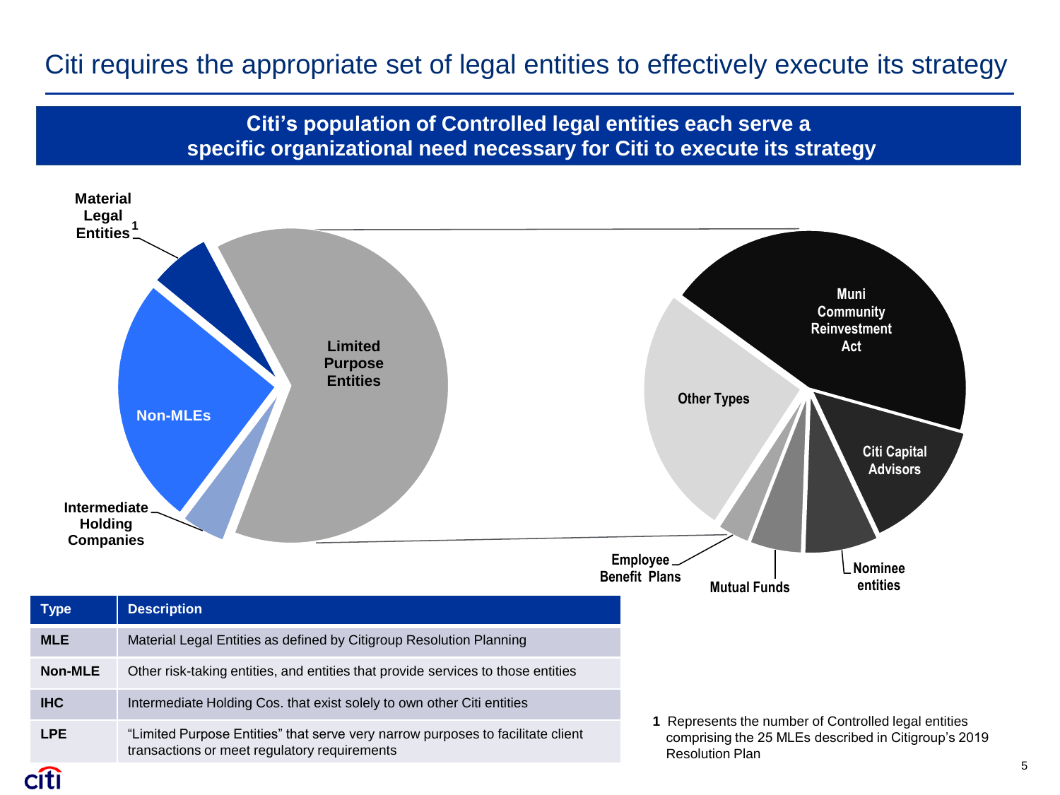# Citi requires the appropriate set of legal entities to effectively execute its strategy

**Citi's population of Controlled legal entities each serve a specific organizational need necessary for Citi to execute its strategy**

Material Legal Entities[1]

Limited Purpose Entities

Non-MLEs

Intermediate Holding Companies

Muni Community Reinvestment Act

Other Types

Citi Capital Advisors

Employee Benefit Plans

Mutual Funds

Nominee entities

| Type | Description |
|---|---|
| MLE | Material Legal Entities as defined by Citigroup Resolution Planning |
| Non-MLE | Other risk-taking entities, and entities that provide services to those entities |
| IHC | Intermediate Holding Cos. that exist solely to own other Citi entities |
| LPE | "Limited Purpose Entities" that serve very narrow purposes to facilitate client transactions or meet regulatory requirements |

**1** Represents the number of Controlled legal entities comprising the 25 MLEs described in Citigroup's 2019 Resolution Plan